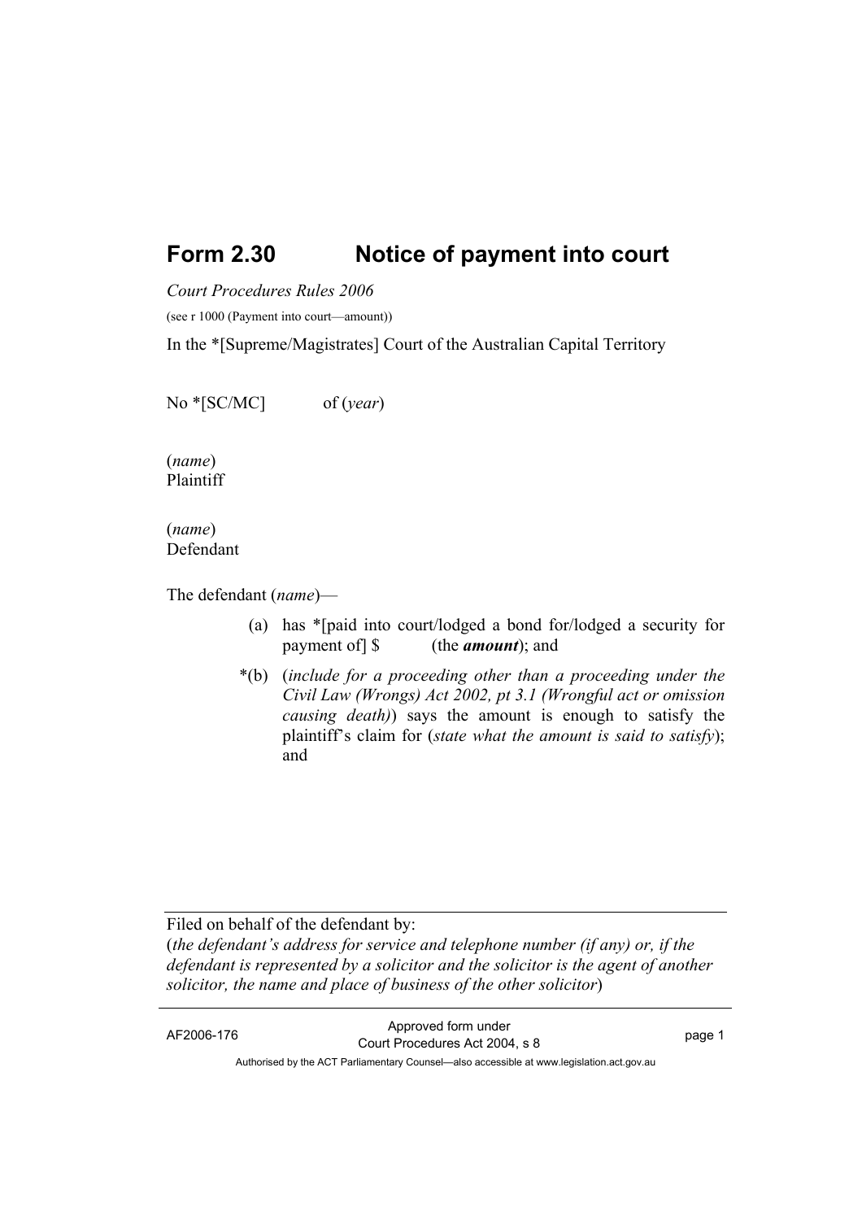# Form 2.30 Notice of payment into court

*Court Procedures Rules 2006*

(see r 1000 (Payment into court—amount))

In the *[Supreme/Magistrates] Court of the Australian Capital Territory

No *[SC/MC] of (*year*)

(*name*)
Plaintiff

(*name*)
Defendant

The defendant (*name*)—

(a) has *[paid into court/lodged a bond for/lodged a security for payment of] $ (the ***amount***); and

*(b) (*include for a proceeding other than a proceeding under the Civil Law (Wrongs) Act 2002, pt 3.1 (Wrongful act or omission causing death)*) says the amount is enough to satisfy the plaintiff's claim for (*state what the amount is said to satisfy*); and

---

Filed on behalf of the defendant by:
(*the defendant's address for service and telephone number (if any) or, if the defendant is represented by a solicitor and the solicitor is the agent of another solicitor, the name and place of business of the other solicitor*)

---

AF2006-176 Approved form under Court Procedures Act 2004, s 8

Authorised by the ACT Parliamentary Counsel—also accessible at www.legislation.act.gov.au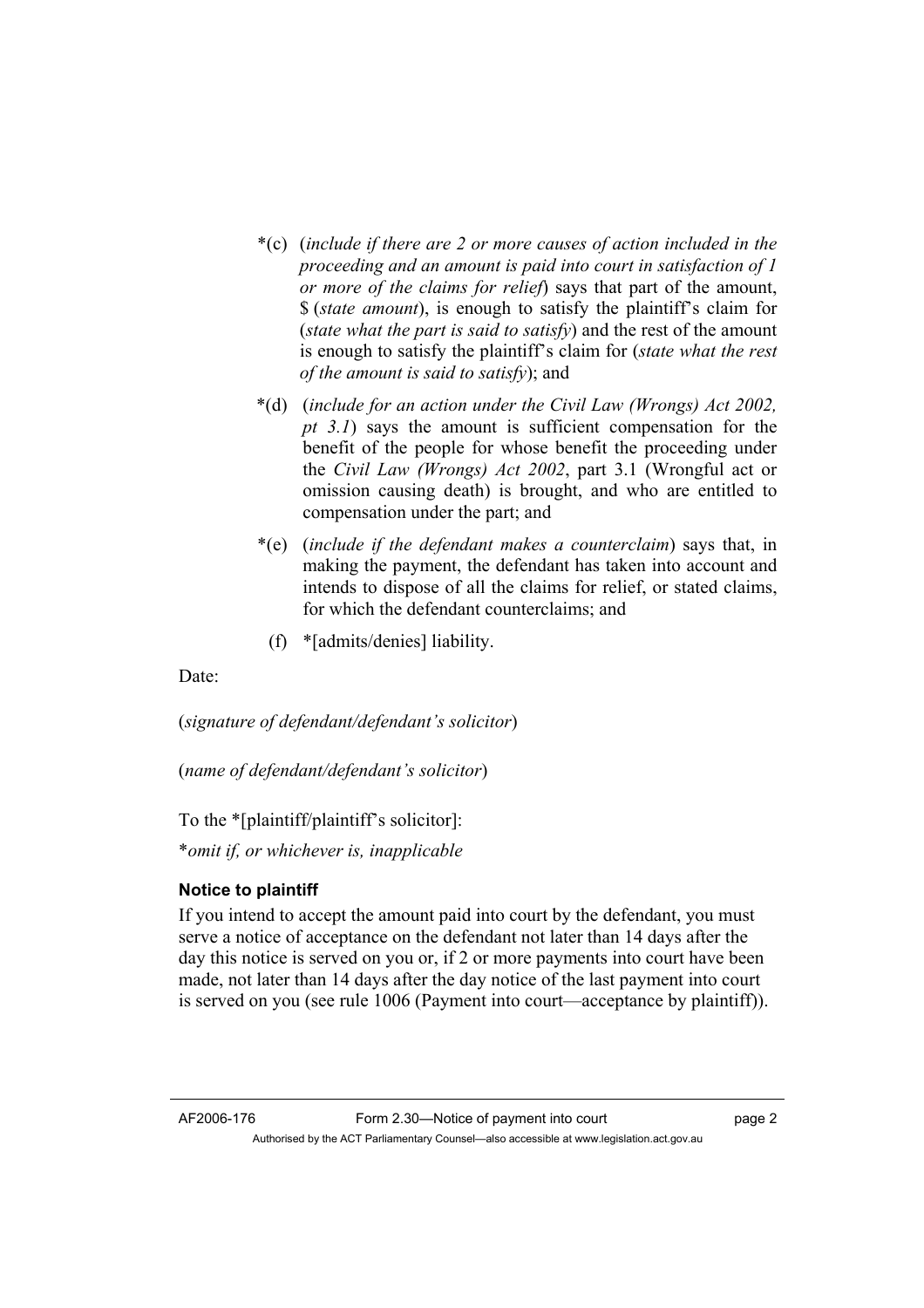*(c) (*include if there are 2 or more causes of action included in the proceeding and an amount is paid into court in satisfaction of 1 or more of the claims for relief*) says that part of the amount, $ (*state amount*), is enough to satisfy the plaintiff's claim for (*state what the part is said to satisfy*) and the rest of the amount is enough to satisfy the plaintiff's claim for (*state what the rest of the amount is said to satisfy*); and

*(d) (*include for an action under the Civil Law (Wrongs) Act 2002, pt 3.1*) says the amount is sufficient compensation for the benefit of the people for whose benefit the proceeding under the *Civil Law (Wrongs) Act 2002*, part 3.1 (Wrongful act or omission causing death) is brought, and who are entitled to compensation under the part; and

*(e) (*include if the defendant makes a counterclaim*) says that, in making the payment, the defendant has taken into account and intends to dispose of all the claims for relief, or stated claims, for which the defendant counterclaims; and

(f) *[admits/denies] liability.

Date:

(*signature of defendant/defendant's solicitor*)

(*name of defendant/defendant's solicitor*)

To the *[plaintiff/plaintiff's solicitor]:

**omit if, or whichever is, inapplicable*

**Notice to plaintiff**

If you intend to accept the amount paid into court by the defendant, you must serve a notice of acceptance on the defendant not later than 14 days after the day this notice is served on you or, if 2 or more payments into court have been made, not later than 14 days after the day notice of the last payment into court is served on you (see rule 1006 (Payment into court—acceptance by plaintiff)).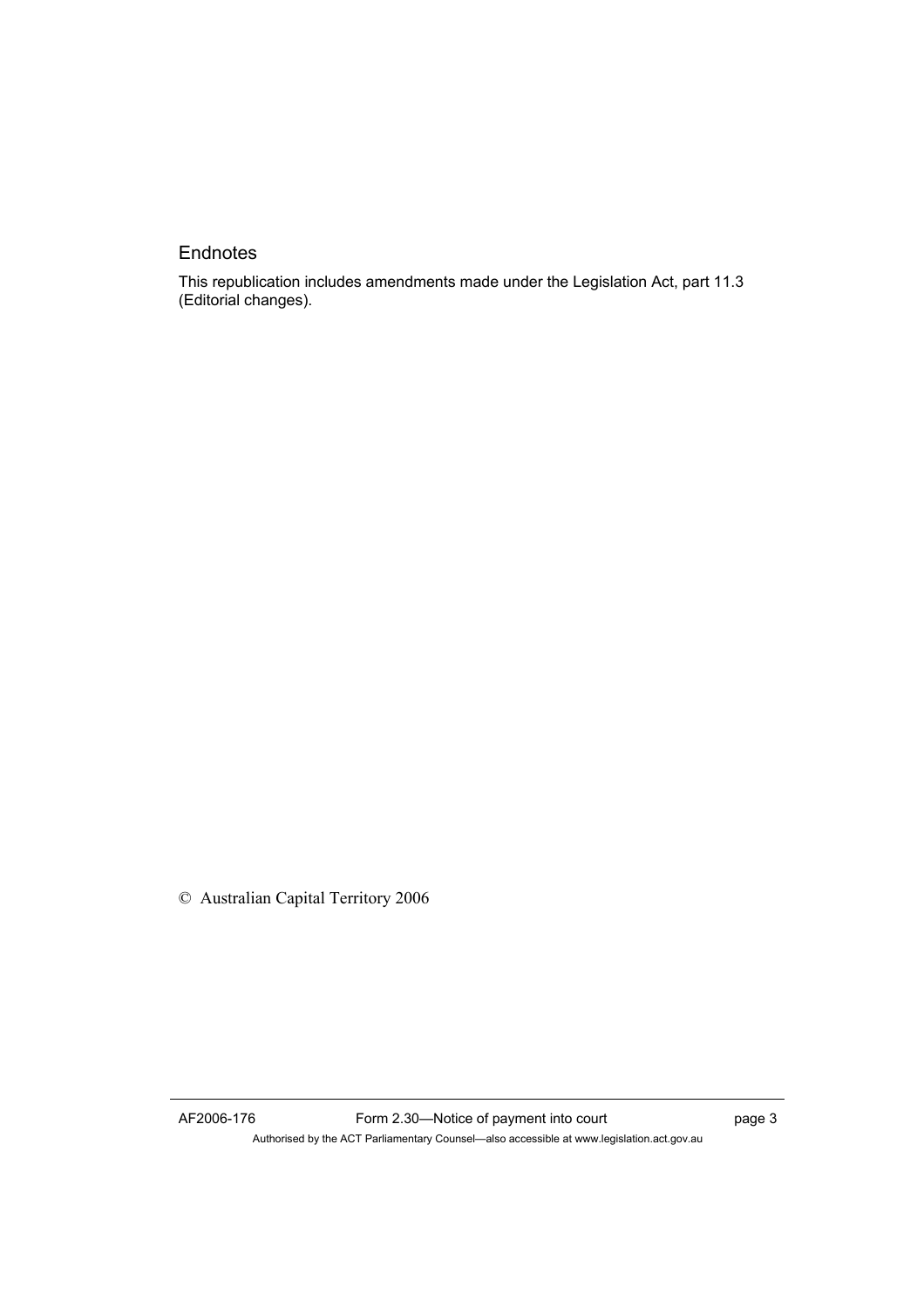## Endnotes

This republication includes amendments made under the Legislation Act, part 11.3 (Editorial changes).

© Australian Capital Territory 2006